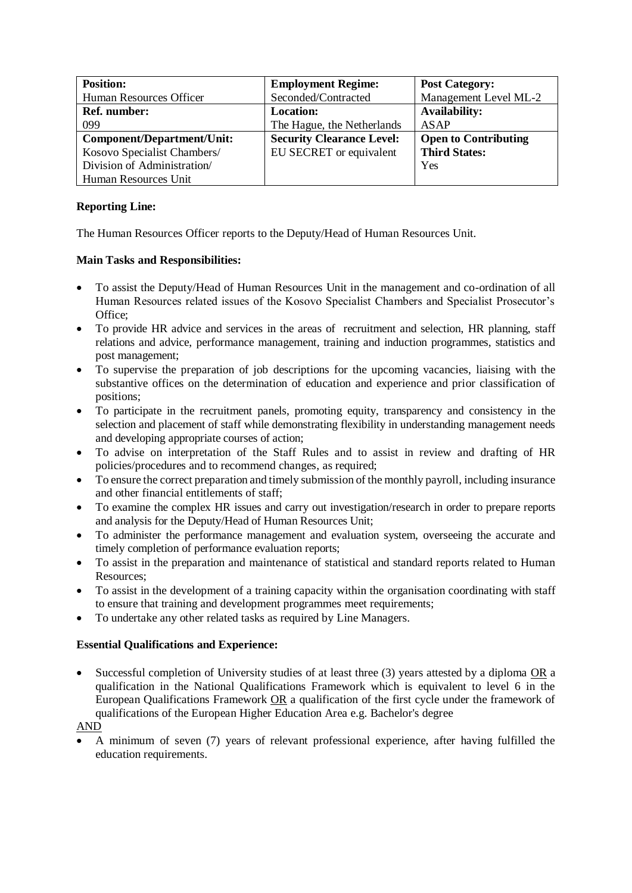| **Position:** | **Employment Regime:** | **Post Category:** |
|---|---|---|
| Human Resources Officer | Seconded/Contracted | Management Level ML-2 |
| **Ref. number:** | **Location:** | **Availability:** |
| 099 | The Hague, the Netherlands | ASAP |
| **Component/Department/Unit:** | **Security Clearance Level:** | **Open to Contributing Third States:** |
| Kosovo Specialist Chambers/ Division of Administration/ Human Resources Unit | EU SECRET or equivalent | Yes |

**Reporting Line:**

The Human Resources Officer reports to the Deputy/Head of Human Resources Unit.

**Main Tasks and Responsibilities:**

- To assist the Deputy/Head of Human Resources Unit in the management and co-ordination of all Human Resources related issues of the Kosovo Specialist Chambers and Specialist Prosecutor's Office;
- To provide HR advice and services in the areas of recruitment and selection, HR planning, staff relations and advice, performance management, training and induction programmes, statistics and post management;
- To supervise the preparation of job descriptions for the upcoming vacancies, liaising with the substantive offices on the determination of education and experience and prior classification of positions;
- To participate in the recruitment panels, promoting equity, transparency and consistency in the selection and placement of staff while demonstrating flexibility in understanding management needs and developing appropriate courses of action;
- To advise on interpretation of the Staff Rules and to assist in review and drafting of HR policies/procedures and to recommend changes, as required;
- To ensure the correct preparation and timely submission of the monthly payroll, including insurance and other financial entitlements of staff;
- To examine the complex HR issues and carry out investigation/research in order to prepare reports and analysis for the Deputy/Head of Human Resources Unit;
- To administer the performance management and evaluation system, overseeing the accurate and timely completion of performance evaluation reports;
- To assist in the preparation and maintenance of statistical and standard reports related to Human Resources;
- To assist in the development of a training capacity within the organisation coordinating with staff to ensure that training and development programmes meet requirements;
- To undertake any other related tasks as required by Line Managers.

**Essential Qualifications and Experience:**

- Successful completion of University studies of at least three (3) years attested by a diploma OR a qualification in the National Qualifications Framework which is equivalent to level 6 in the European Qualifications Framework OR a qualification of the first cycle under the framework of qualifications of the European Higher Education Area e.g. Bachelor's degree

AND

- A minimum of seven (7) years of relevant professional experience, after having fulfilled the education requirements.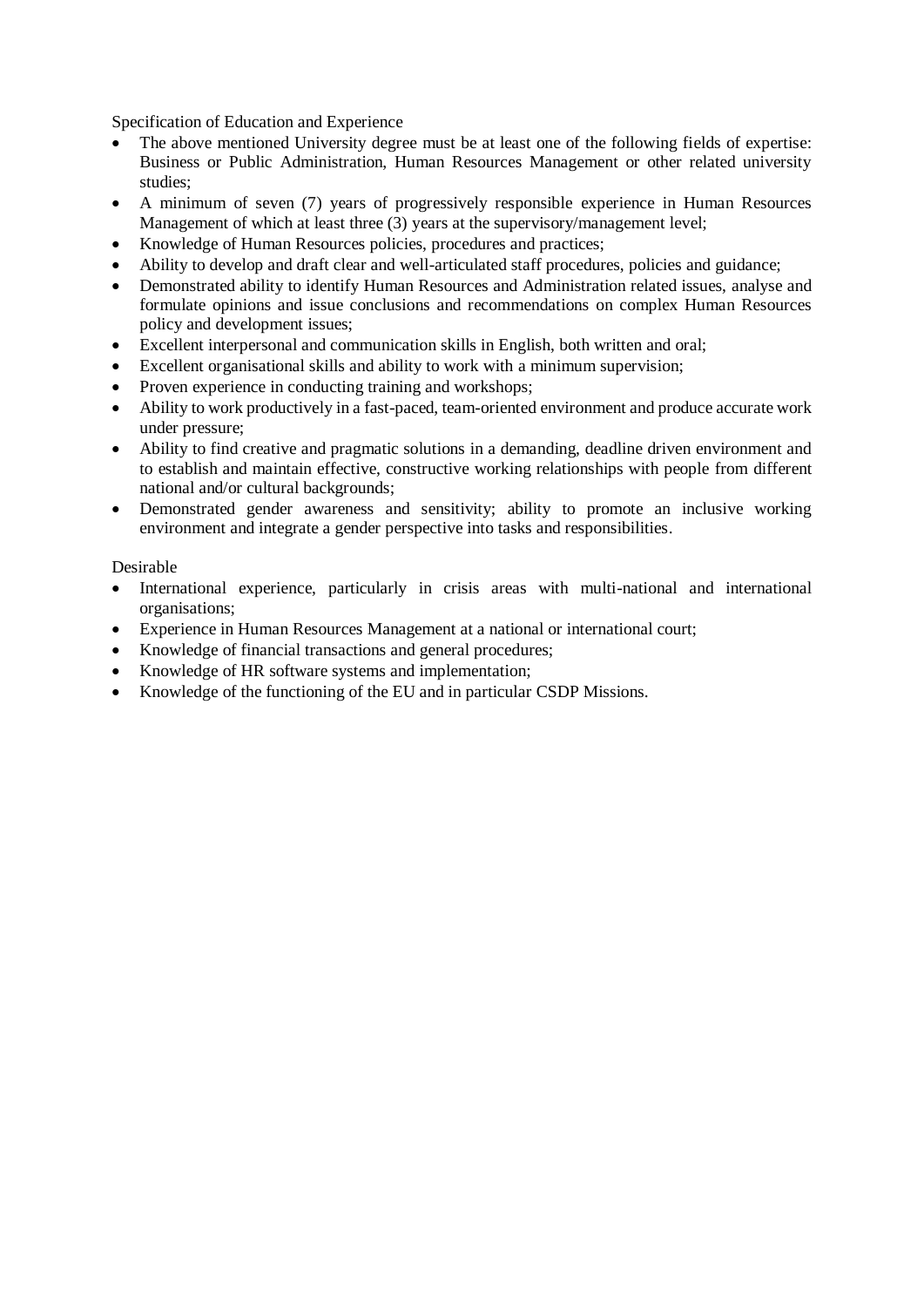Specification of Education and Experience

- The above mentioned University degree must be at least one of the following fields of expertise: Business or Public Administration, Human Resources Management or other related university studies;
- A minimum of seven (7) years of progressively responsible experience in Human Resources Management of which at least three (3) years at the supervisory/management level;
- Knowledge of Human Resources policies, procedures and practices;
- Ability to develop and draft clear and well-articulated staff procedures, policies and guidance;
- Demonstrated ability to identify Human Resources and Administration related issues, analyse and formulate opinions and issue conclusions and recommendations on complex Human Resources policy and development issues;
- Excellent interpersonal and communication skills in English, both written and oral;
- Excellent organisational skills and ability to work with a minimum supervision;
- Proven experience in conducting training and workshops;
- Ability to work productively in a fast-paced, team-oriented environment and produce accurate work under pressure;
- Ability to find creative and pragmatic solutions in a demanding, deadline driven environment and to establish and maintain effective, constructive working relationships with people from different national and/or cultural backgrounds;
- Demonstrated gender awareness and sensitivity; ability to promote an inclusive working environment and integrate a gender perspective into tasks and responsibilities.

Desirable

- International experience, particularly in crisis areas with multi-national and international organisations;
- Experience in Human Resources Management at a national or international court;
- Knowledge of financial transactions and general procedures;
- Knowledge of HR software systems and implementation;
- Knowledge of the functioning of the EU and in particular CSDP Missions.